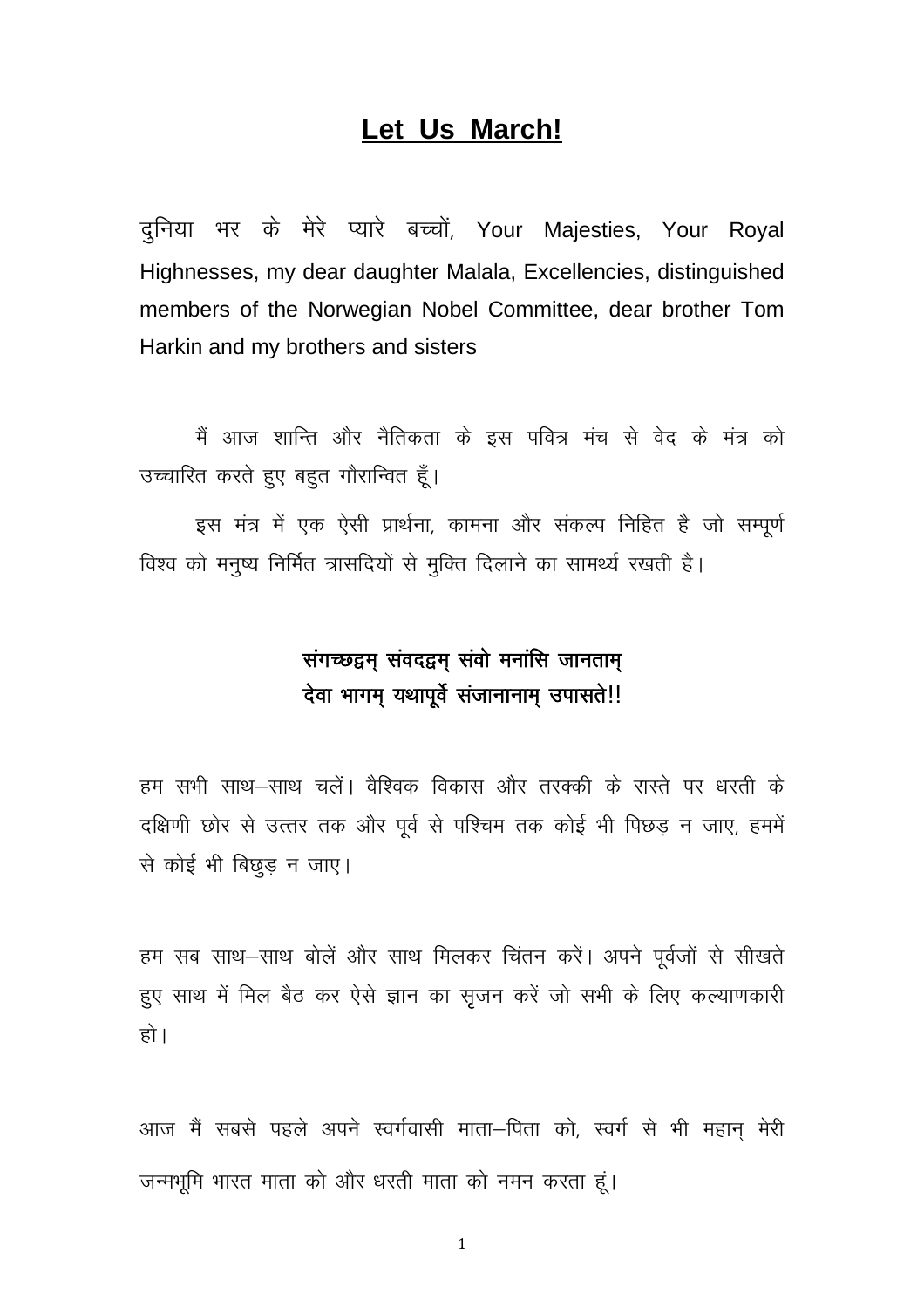# Let Us March!

दुनिया भर के मेरे प्यारे बच्चों, Your Majesties, Your Royal Highnesses, my dear daughter Malala, Excellencies, distinguished members of the Norwegian Nobel Committee, dear brother Tom Harkin and my brothers and sisters

मैं आज शान्ति और नैतिकता के इस पवित्र मंच से वेद के मंत्र को उच्चारित करते हुए बहुत गौरान्वित हूँ।

इस मंत्र में एक ऐसी प्रार्थना, कामना और संकल्प निहित है जो सम्पूर्ण विश्व को मनुष्य निर्मित त्रासदियों से मुक्ति दिलाने का सामर्थ्य रखती है।

**संगच्छद्वम् संवदद्वम् संवो मनांसि जानताम्**
**देवा भागम् यथापूर्वे संजानानाम् उपासते!!**

हम सभी साथ–साथ चलें। वैश्विक विकास और तरक्की के रास्ते पर धरती के दक्षिणी छोर से उत्तर तक और पूर्व से पश्चिम तक कोई भी पिछड़ न जाए, हममें से कोई भी बिछुड़ न जाए।

हम सब साथ–साथ बोलें और साथ मिलकर चिंतन करें। अपने पूर्वजों से सीखते हुए साथ में मिल बैठ कर ऐसे ज्ञान का सृजन करें जो सभी के लिए कल्याणकारी हो।

आज मैं सबसे पहले अपने स्वर्गवासी माता–पिता को, स्वर्ग से भी महान् मेरी जन्मभूमि भारत माता को और धरती माता को नमन करता हूं।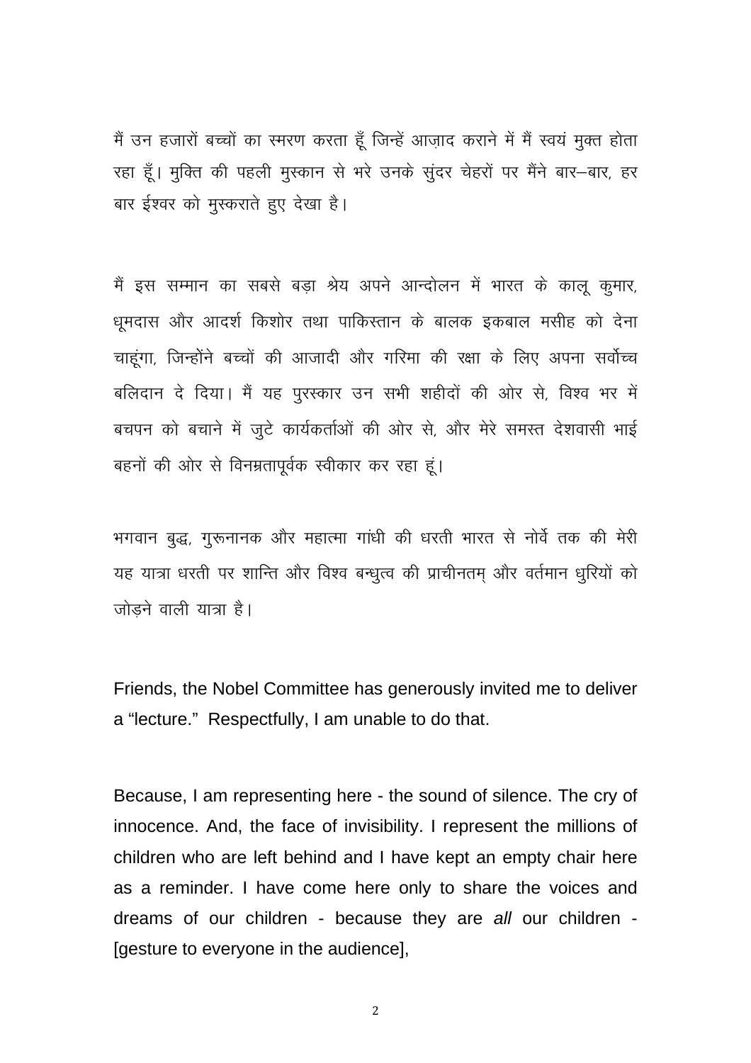मैं उन हजारों बच्चों का स्मरण करता हूँ जिन्हें आज़ाद कराने में मैं स्वयं मुक्त होता रहा हूँ। मुक्ति की पहली मुस्कान से भरे उनके सुंदर चेहरों पर मैंने बार–बार, हर बार ईश्वर को मुस्कराते हुए देखा है।

मैं इस सम्मान का सबसे बड़ा श्रेय अपने आन्दोलन में भारत के कालू कुमार, धूमदास और आदर्श किशोर तथा पाकिस्तान के बालक इकबाल मसीह को देना चाहूंगा, जिन्होंने बच्चों की आजादी और गरिमा की रक्षा के लिए अपना सर्वोच्च बलिदान दे दिया। मैं यह पुरस्कार उन सभी शहीदों की ओर से, विश्व भर में बचपन को बचाने में जुटे कार्यकर्ताओं की ओर से, और मेरे समस्त देशवासी भाई बहनों की ओर से विनम्रतापूर्वक स्वीकार कर रहा हूं।

भगवान बुद्ध, गुरूनानक और महात्मा गांधी की धरती भारत से नोर्वे तक की मेरी यह यात्रा धरती पर शान्ति और विश्व बन्धुत्व की प्राचीनतम् और वर्तमान धुरियों को जोड़ने वाली यात्रा है।

Friends, the Nobel Committee has generously invited me to deliver a “lecture.” Respectfully, I am unable to do that.

Because, I am representing here - the sound of silence. The cry of innocence. And, the face of invisibility. I represent the millions of children who are left behind and I have kept an empty chair here as a reminder. I have come here only to share the voices and dreams of our children - because they are *all* our children - [gesture to everyone in the audience],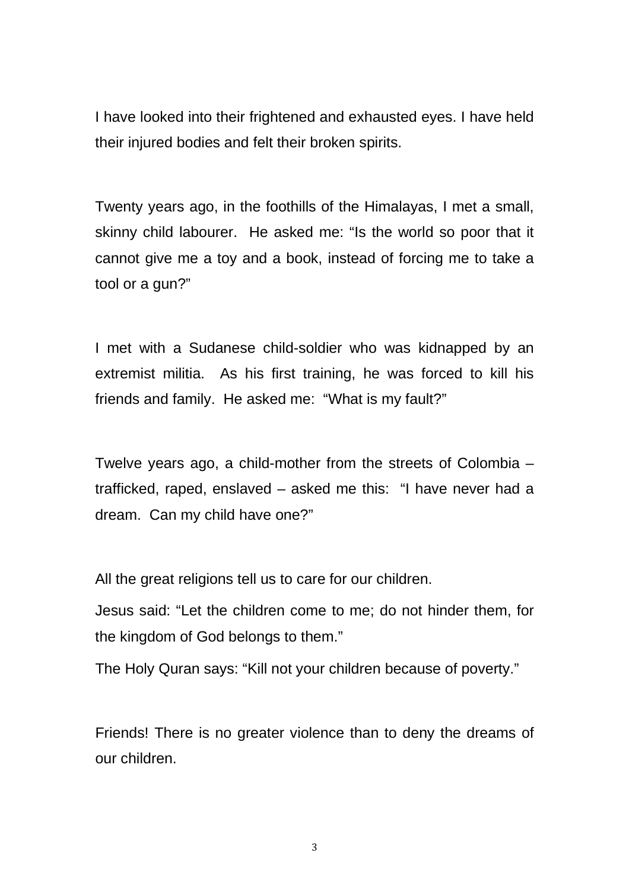I have looked into their frightened and exhausted eyes. I have held their injured bodies and felt their broken spirits.

Twenty years ago, in the foothills of the Himalayas, I met a small, skinny child labourer. He asked me: "Is the world so poor that it cannot give me a toy and a book, instead of forcing me to take a tool or a gun?"

I met with a Sudanese child-soldier who was kidnapped by an extremist militia. As his first training, he was forced to kill his friends and family. He asked me: "What is my fault?"

Twelve years ago, a child-mother from the streets of Colombia – trafficked, raped, enslaved – asked me this: "I have never had a dream. Can my child have one?"

All the great religions tell us to care for our children.

Jesus said: "Let the children come to me; do not hinder them, for the kingdom of God belongs to them."

The Holy Quran says: "Kill not your children because of poverty."

Friends! There is no greater violence than to deny the dreams of our children.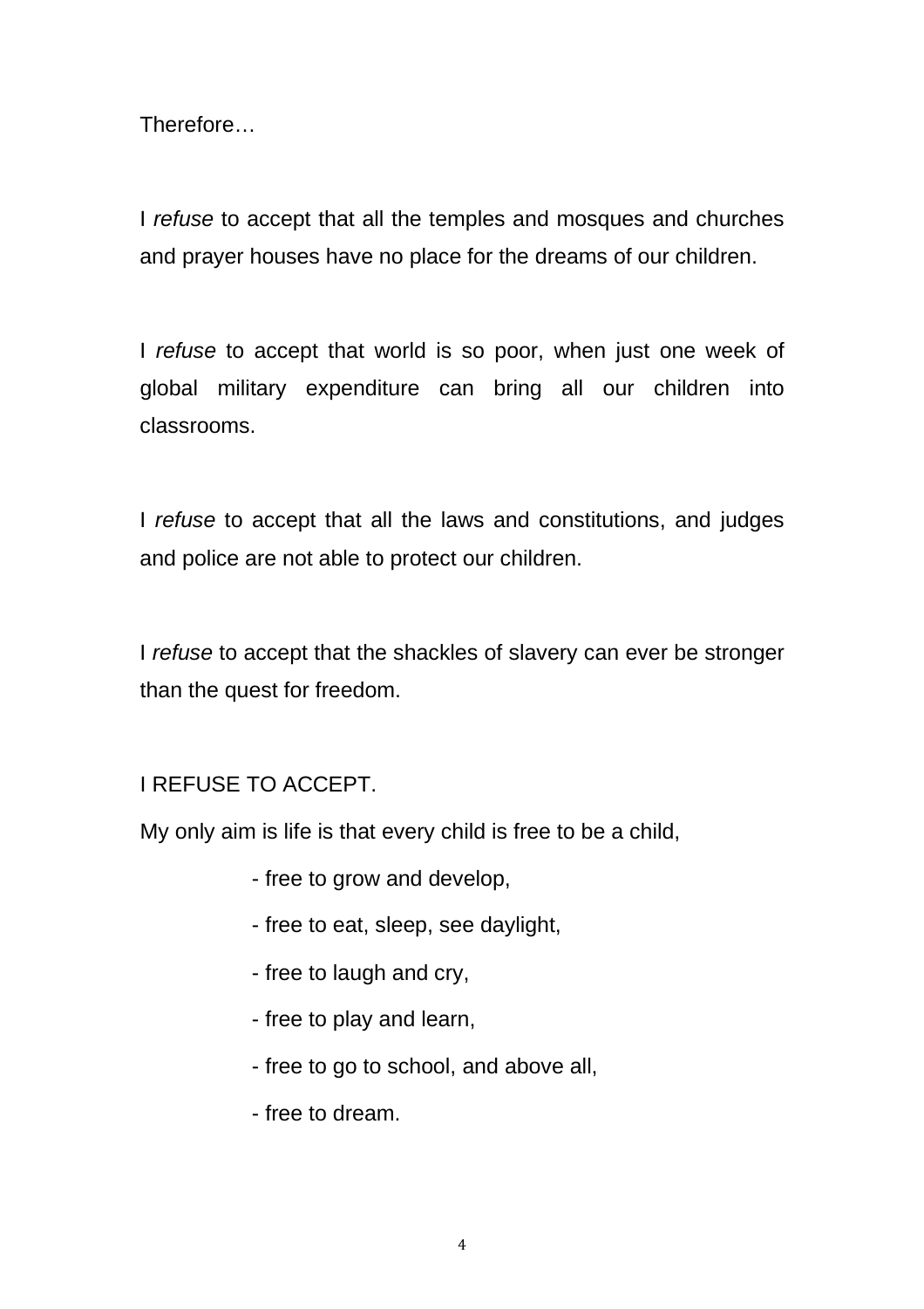Therefore…

I *refuse* to accept that all the temples and mosques and churches and prayer houses have no place for the dreams of our children.

I *refuse* to accept that world is so poor, when just one week of global military expenditure can bring all our children into classrooms.

I *refuse* to accept that all the laws and constitutions, and judges and police are not able to protect our children.

I *refuse* to accept that the shackles of slavery can ever be stronger than the quest for freedom.

I REFUSE TO ACCEPT.

My only aim is life is that every child is free to be a child,

- free to grow and develop,
- free to eat, sleep, see daylight,
- free to laugh and cry,
- free to play and learn,
- free to go to school, and above all,
- free to dream.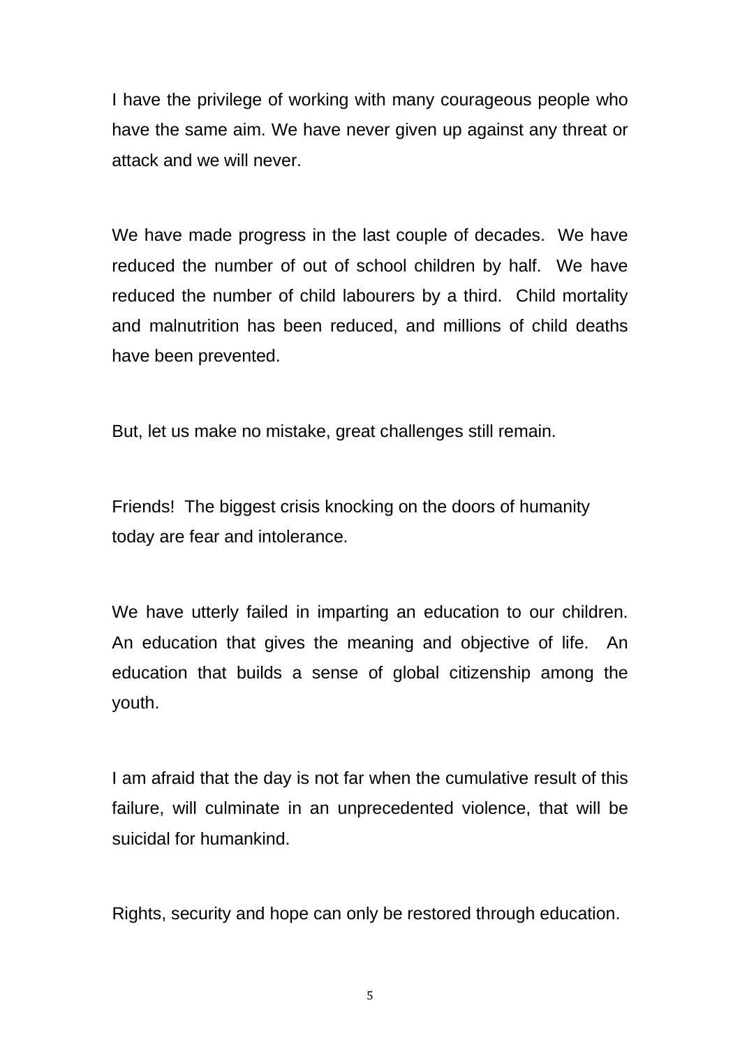I have the privilege of working with many courageous people who have the same aim. We have never given up against any threat or attack and we will never.

We have made progress in the last couple of decades. We have reduced the number of out of school children by half. We have reduced the number of child labourers by a third. Child mortality and malnutrition has been reduced, and millions of child deaths have been prevented.

But, let us make no mistake, great challenges still remain.

Friends! The biggest crisis knocking on the doors of humanity today are fear and intolerance.

We have utterly failed in imparting an education to our children. An education that gives the meaning and objective of life. An education that builds a sense of global citizenship among the youth.

I am afraid that the day is not far when the cumulative result of this failure, will culminate in an unprecedented violence, that will be suicidal for humankind.

Rights, security and hope can only be restored through education.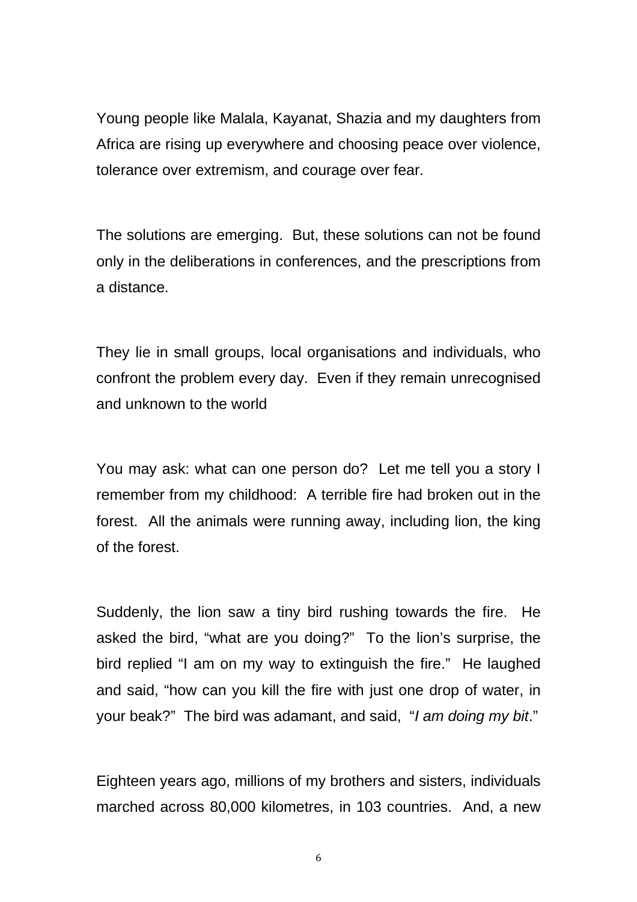Young people like Malala, Kayanat, Shazia and my daughters from Africa are rising up everywhere and choosing peace over violence, tolerance over extremism, and courage over fear.

The solutions are emerging. But, these solutions can not be found only in the deliberations in conferences, and the prescriptions from a distance.

They lie in small groups, local organisations and individuals, who confront the problem every day. Even if they remain unrecognised and unknown to the world

You may ask: what can one person do? Let me tell you a story I remember from my childhood: A terrible fire had broken out in the forest. All the animals were running away, including lion, the king of the forest.

Suddenly, the lion saw a tiny bird rushing towards the fire. He asked the bird, "what are you doing?" To the lion's surprise, the bird replied "I am on my way to extinguish the fire." He laughed and said, "how can you kill the fire with just one drop of water, in your beak?" The bird was adamant, and said, "*I am doing my bit*."

Eighteen years ago, millions of my brothers and sisters, individuals marched across 80,000 kilometres, in 103 countries. And, a new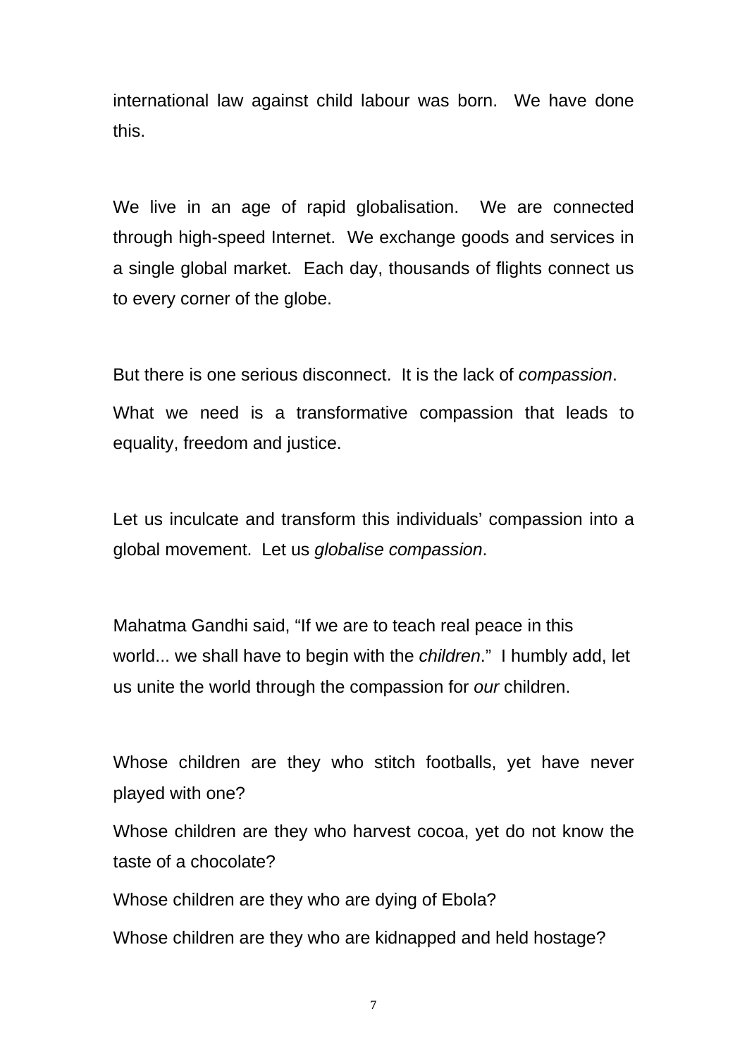international law against child labour was born. We have done this.

We live in an age of rapid globalisation. We are connected through high-speed Internet. We exchange goods and services in a single global market. Each day, thousands of flights connect us to every corner of the globe.

But there is one serious disconnect. It is the lack of *compassion*.

What we need is a transformative compassion that leads to equality, freedom and justice.

Let us inculcate and transform this individuals' compassion into a global movement. Let us *globalise compassion*.

Mahatma Gandhi said, "If we are to teach real peace in this world... we shall have to begin with the *children*." I humbly add, let us unite the world through the compassion for *our* children.

Whose children are they who stitch footballs, yet have never played with one?

Whose children are they who harvest cocoa, yet do not know the taste of a chocolate?

Whose children are they who are dying of Ebola?

Whose children are they who are kidnapped and held hostage?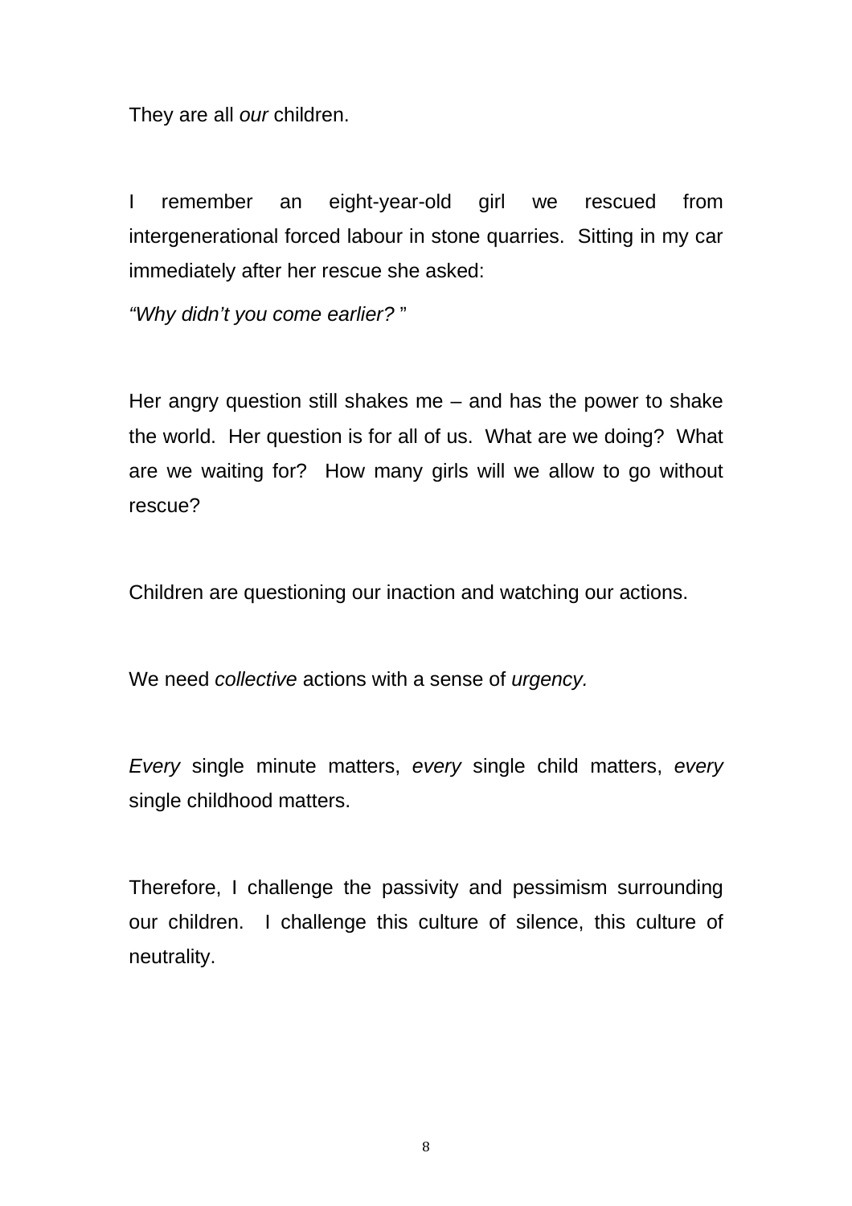They are all *our* children.

I remember an eight-year-old girl we rescued from intergenerational forced labour in stone quarries. Sitting in my car immediately after her rescue she asked:

*"Why didn't you come earlier?* "

Her angry question still shakes me – and has the power to shake the world. Her question is for all of us. What are we doing? What are we waiting for? How many girls will we allow to go without rescue?

Children are questioning our inaction and watching our actions.

We need *collective* actions with a sense of *urgency.*

*Every* single minute matters, *every* single child matters, *every* single childhood matters.

Therefore, I challenge the passivity and pessimism surrounding our children. I challenge this culture of silence, this culture of neutrality.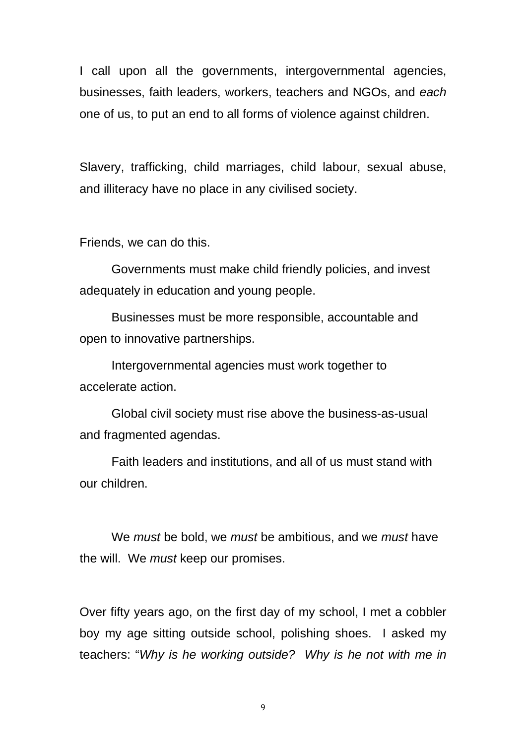I call upon all the governments, intergovernmental agencies, businesses, faith leaders, workers, teachers and NGOs, and *each* one of us, to put an end to all forms of violence against children.

Slavery, trafficking, child marriages, child labour, sexual abuse, and illiteracy have no place in any civilised society.

Friends, we can do this.

Governments must make child friendly policies, and invest adequately in education and young people.

Businesses must be more responsible, accountable and open to innovative partnerships.

Intergovernmental agencies must work together to accelerate action.

Global civil society must rise above the business-as-usual and fragmented agendas.

Faith leaders and institutions, and all of us must stand with our children.

We *must* be bold, we *must* be ambitious, and we *must* have the will. We *must* keep our promises.

Over fifty years ago, on the first day of my school, I met a cobbler boy my age sitting outside school, polishing shoes. I asked my teachers: "*Why is he working outside? Why is he not with me in*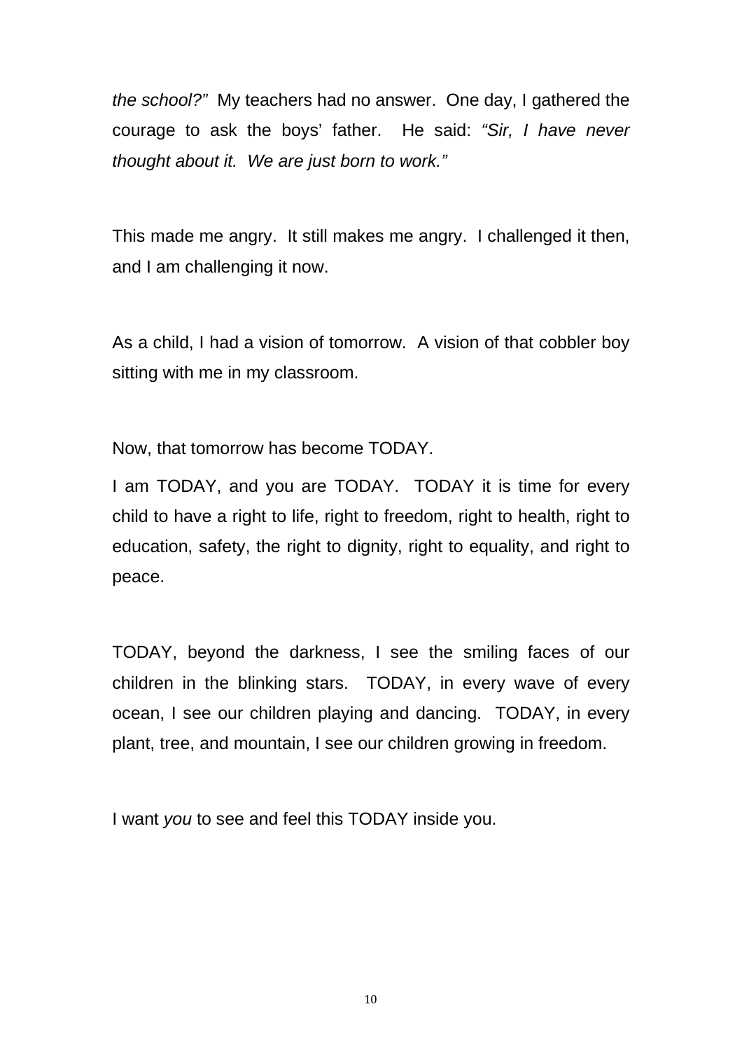*the school?"* My teachers had no answer. One day, I gathered the courage to ask the boys' father. He said: *"Sir, I have never thought about it. We are just born to work."*

This made me angry. It still makes me angry. I challenged it then, and I am challenging it now.

As a child, I had a vision of tomorrow. A vision of that cobbler boy sitting with me in my classroom.

Now, that tomorrow has become TODAY.

I am TODAY, and you are TODAY. TODAY it is time for every child to have a right to life, right to freedom, right to health, right to education, safety, the right to dignity, right to equality, and right to peace.

TODAY, beyond the darkness, I see the smiling faces of our children in the blinking stars. TODAY, in every wave of every ocean, I see our children playing and dancing. TODAY, in every plant, tree, and mountain, I see our children growing in freedom.

I want *you* to see and feel this TODAY inside you.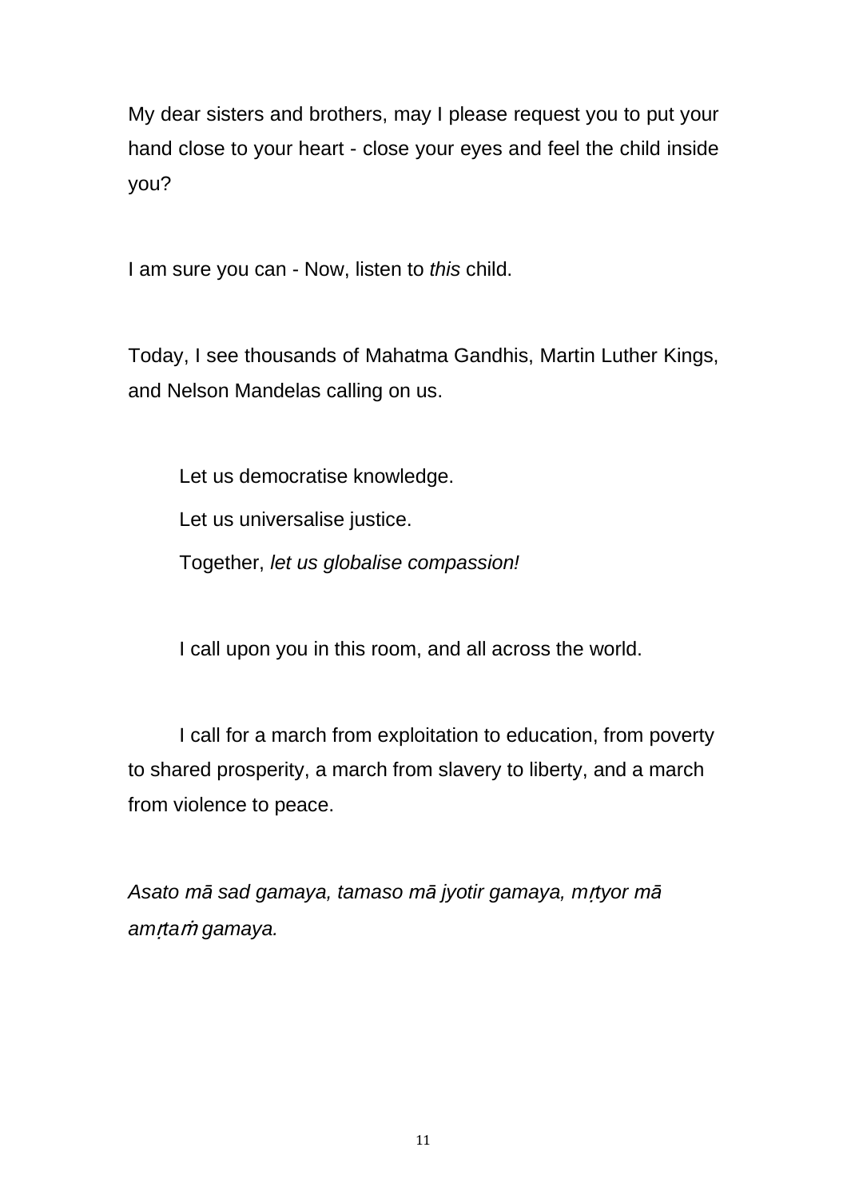My dear sisters and brothers, may I please request you to put your hand close to your heart - close your eyes and feel the child inside you?

I am sure you can - Now, listen to *this* child.

Today, I see thousands of Mahatma Gandhis, Martin Luther Kings, and Nelson Mandelas calling on us.

Let us democratise knowledge.

Let us universalise justice.

Together, *let us globalise compassion!*

I call upon you in this room, and all across the world.

I call for a march from exploitation to education, from poverty to shared prosperity, a march from slavery to liberty, and a march from violence to peace.

*Asato mā sad gamaya, tamaso mā jyotir gamaya, mṛtyor mā amṛtaṁ gamaya.*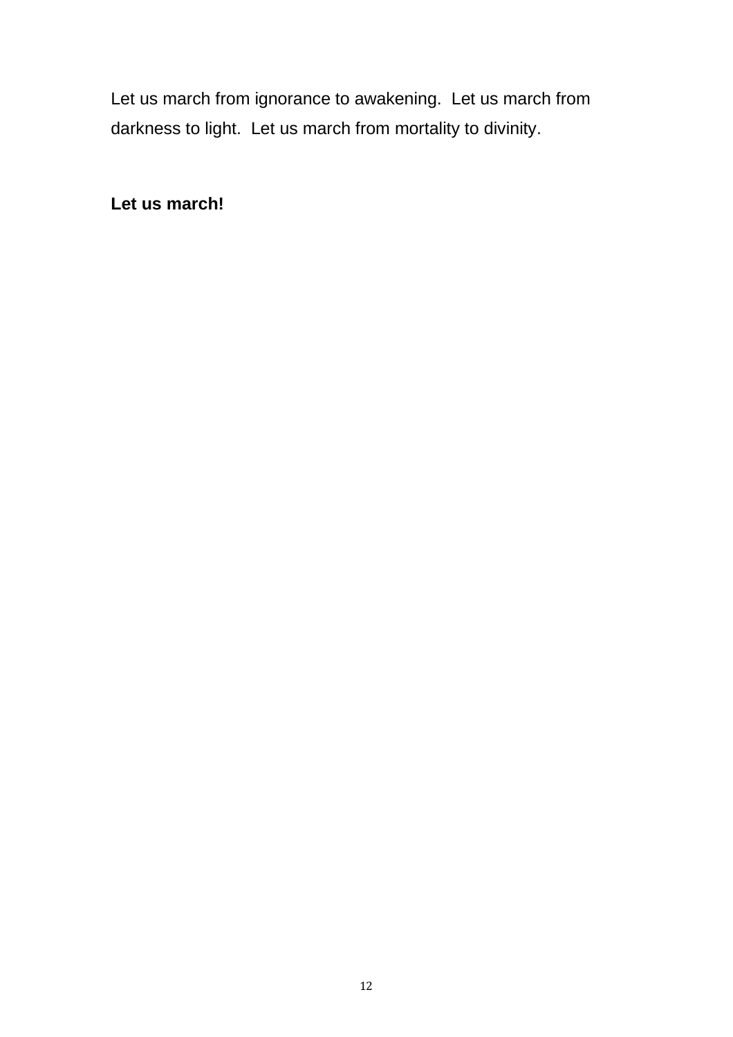Let us march from ignorance to awakening.  Let us march from darkness to light.  Let us march from mortality to divinity.

**Let us march!**